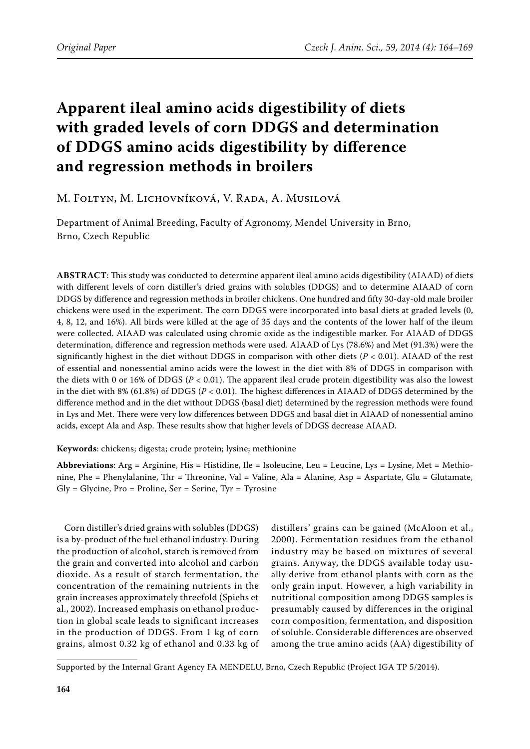Original Paper

# Apparent ileal amino acids digestibility of diets with graded levels of corn DDGS and determination of DDGS amino acids digestibility by difference and regression methods in broilers

M. Foltyn, M. Lichovníková, V. Rada, A. Musilová

Department of Animal Breeding, Faculty of Agronomy, Mendel University in Brno, Brno, Czech Republic

**ABSTRACT**: This study was conducted to determine apparent ileal amino acids digestibility (AIAAD) of diets with different levels of corn distiller's dried grains with solubles (DDGS) and to determine AIAAD of corn DDGS by difference and regression methods in broiler chickens. One hundred and fifty 30-day-old male broiler chickens were used in the experiment. The corn DDGS were incorporated into basal diets at graded levels (0, 4, 8, 12, and 16%). All birds were killed at the age of 35 days and the contents of the lower half of the ileum were collected. AIAAD was calculated using chromic oxide as the indigestible marker. For AIAAD of DDGS determination, difference and regression methods were used. AIAAD of Lys (78.6%) and Met (91.3%) were the significantly highest in the diet without DDGS in comparison with other diets ($P < 0.01$). AIAAD of the rest of essential and nonessential amino acids were the lowest in the diet with 8% of DDGS in comparison with the diets with 0 or 16% of DDGS ($P < 0.01$). The apparent ileal crude protein digestibility was also the lowest in the diet with 8% (61.8%) of DDGS ($P < 0.01$). The highest differences in AIAAD of DDGS determined by the difference method and in the diet without DDGS (basal diet) determined by the regression methods were found in Lys and Met. There were very low differences between DDGS and basal diet in AIAAD of nonessential amino acids, except Ala and Asp. These results show that higher levels of DDGS decrease AIAAD.

**Keywords**: chickens; digesta; crude protein; lysine; methionine

**Abbreviations**: Arg = Arginine, His = Histidine, Ile = Isoleucine, Leu = Leucine, Lys = Lysine, Met = Methionine, Phe = Phenylalanine, Thr = Threonine, Val = Valine, Ala = Alanine, Asp = Aspartate, Glu = Glutamate, Gly = Glycine, Pro = Proline, Ser = Serine, Tyr = Tyrosine

Corn distiller's dried grains with solubles (DDGS) is a by-product of the fuel ethanol industry. During the production of alcohol, starch is removed from the grain and converted into alcohol and carbon dioxide. As a result of starch fermentation, the concentration of the remaining nutrients in the grain increases approximately threefold (Spiehs et al., 2002). Increased emphasis on ethanol production in global scale leads to significant increases in the production of DDGS. From 1 kg of corn grains, almost 0.32 kg of ethanol and 0.33 kg of distillers' grains can be gained (McAloon et al., 2000). Fermentation residues from the ethanol industry may be based on mixtures of several grains. Anyway, the DDGS available today usually derive from ethanol plants with corn as the only grain input. However, a high variability in nutritional composition among DDGS samples is presumably caused by differences in the original corn composition, fermentation, and disposition of soluble. Considerable differences are observed among the true amino acids (AA) digestibility of

Supported by the Internal Grant Agency FA MENDELU, Brno, Czech Republic (Project IGA TP 5/2014).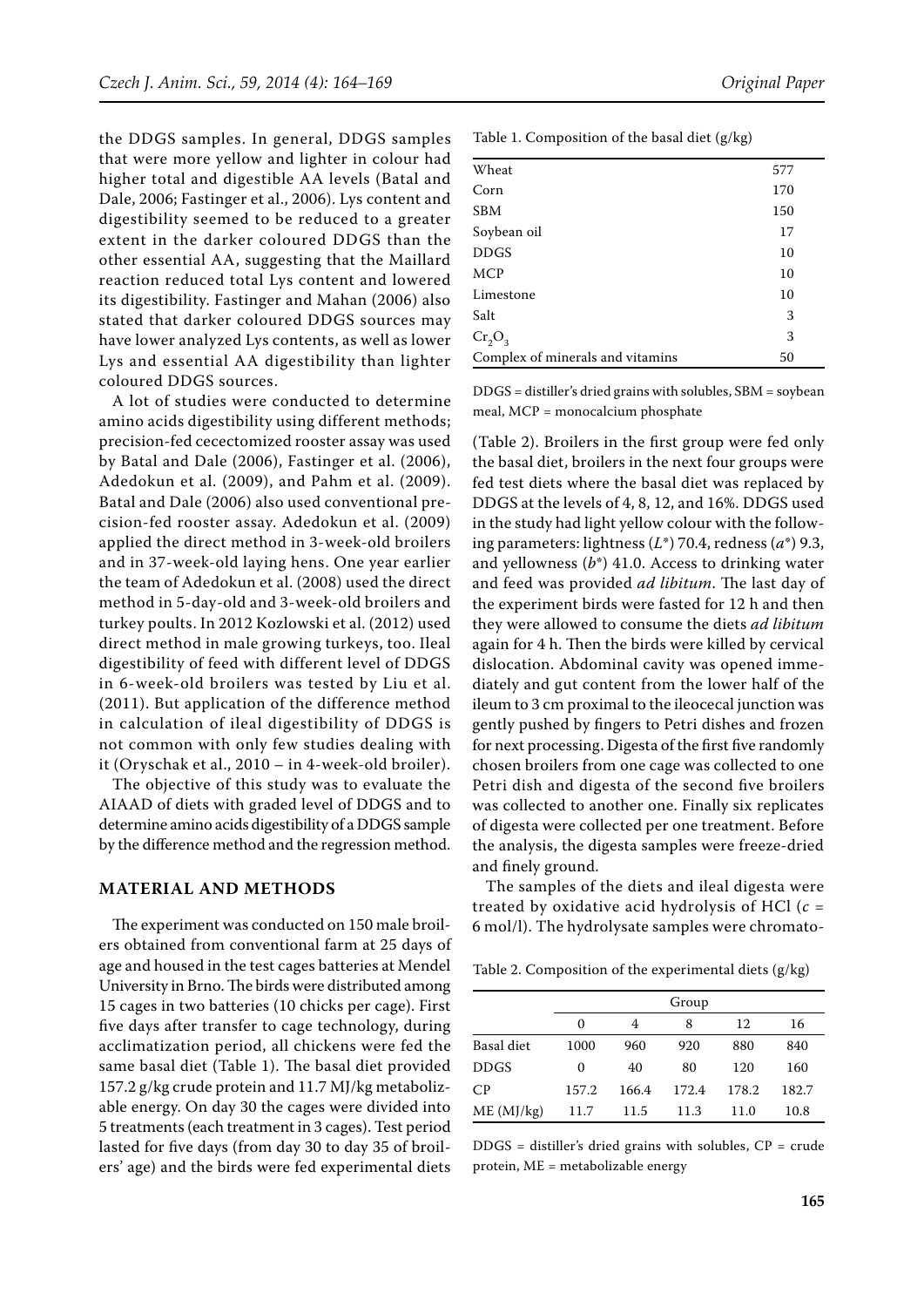the DDGS samples. In general, DDGS samples that were more yellow and lighter in colour had higher total and digestible AA levels (Batal and Dale, 2006; Fastinger et al., 2006). Lys content and digestibility seemed to be reduced to a greater extent in the darker coloured DDGS than the other essential AA, suggesting that the Maillard reaction reduced total Lys content and lowered its digestibility. Fastinger and Mahan (2006) also stated that darker coloured DDGS sources may have lower analyzed Lys contents, as well as lower Lys and essential AA digestibility than lighter coloured DDGS sources.

A lot of studies were conducted to determine amino acids digestibility using different methods; precision-fed cecectomized rooster assay was used by Batal and Dale (2006), Fastinger et al. (2006), Adedokun et al. (2009), and Pahm et al. (2009). Batal and Dale (2006) also used conventional precision-fed rooster assay. Adedokun et al. (2009) applied the direct method in 3-week-old broilers and in 37-week-old laying hens. One year earlier the team of Adedokun et al. (2008) used the direct method in 5-day-old and 3-week-old broilers and turkey poults. In 2012 Kozlowski et al. (2012) used direct method in male growing turkeys, too. Ileal digestibility of feed with different level of DDGS in 6-week-old broilers was tested by Liu et al. (2011). But application of the difference method in calculation of ileal digestibility of DDGS is not common with only few studies dealing with it (Oryschak et al., 2010 – in 4-week-old broiler).

The objective of this study was to evaluate the AIAAD of diets with graded level of DDGS and to determine amino acids digestibility of a DDGS sample by the difference method and the regression method.

## MATERIAL AND METHODS

The experiment was conducted on 150 male broilers obtained from conventional farm at 25 days of age and housed in the test cages batteries at Mendel University in Brno. The birds were distributed among 15 cages in two batteries (10 chicks per cage). First five days after transfer to cage technology, during acclimatization period, all chickens were fed the same basal diet (Table 1). The basal diet provided 157.2 g/kg crude protein and 11.7 MJ/kg metabolizable energy. On day 30 the cages were divided into 5 treatments (each treatment in 3 cages). Test period lasted for five days (from day 30 to day 35 of broilers' age) and the birds were fed experimental diets (Table 2). Broilers in the first group were fed only the basal diet, broilers in the next four groups were fed test diets where the basal diet was replaced by DDGS at the levels of 4, 8, 12, and 16%. DDGS used in the study had light yellow colour with the following parameters: lightness ($L^*$) 70.4, redness ($a^*$) 9.3, and yellowness ($b^*$) 41.0. Access to drinking water and feed was provided *ad libitum*. The last day of the experiment birds were fasted for 12 h and then they were allowed to consume the diets *ad libitum* again for 4 h. Then the birds were killed by cervical dislocation. Abdominal cavity was opened immediately and gut content from the lower half of the ileum to 3 cm proximal to the ileocecal junction was gently pushed by fingers to Petri dishes and frozen for next processing. Digesta of the first five randomly chosen broilers from one cage was collected to one Petri dish and digesta of the second five broilers was collected to another one. Finally six replicates of digesta were collected per one treatment. Before the analysis, the digesta samples were freeze-dried and finely ground.

The samples of the diets and ileal digesta were treated by oxidative acid hydrolysis of HCl ($c$ = 6 mol/l). The hydrolysate samples were chromato-

Table 1. Composition of the basal diet (g/kg)

| | |
|---|---|
| Wheat | 577 |
| Corn | 170 |
| SBM | 150 |
| Soybean oil | 17 |
| DDGS | 10 |
| MCP | 10 |
| Limestone | 10 |
| Salt | 3 |
| $Cr_2O_3$ | 3 |
| Complex of minerals and vitamins | 50 |

DDGS = distiller's dried grains with solubles, SBM = soybean meal, MCP = monocalcium phosphate

Table 2. Composition of the experimental diets (g/kg)

| | Group | | | | |
|---|---|---|---|---|---|
| | 0 | 4 | 8 | 12 | 16 |
| Basal diet | 1000 | 960 | 920 | 880 | 840 |
| DDGS | 0 | 40 | 80 | 120 | 160 |
| CP | 157.2 | 166.4 | 172.4 | 178.2 | 182.7 |
| ME (MJ/kg) | 11.7 | 11.5 | 11.3 | 11.0 | 10.8 |

DDGS = distiller's dried grains with solubles, CP = crude protein, ME = metabolizable energy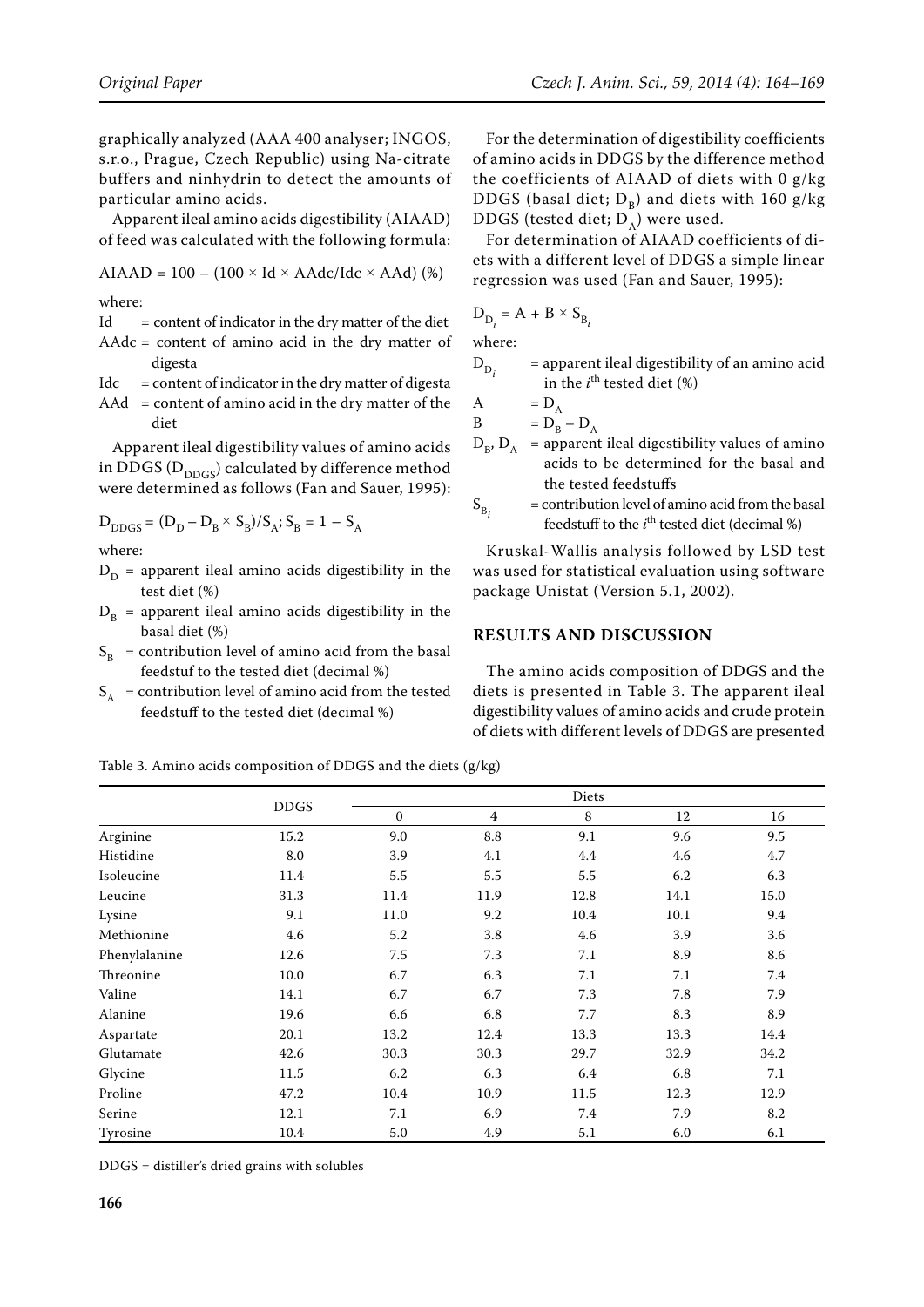graphically analyzed (AAA 400 analyser; INGOS, s.r.o., Prague, Czech Republic) using Na-citrate buffers and ninhydrin to detect the amounts of particular amino acids.

Apparent ileal amino acids digestibility (AIAAD) of feed was calculated with the following formula:

$$AIAAD = 100 - (100 \times Id \times AAdc/Idc \times AAd) \ (\%)$$

where:

- Id = content of indicator in the dry matter of the diet
- AAdc = content of amino acid in the dry matter of digesta
- Idc = content of indicator in the dry matter of digesta
- AAd = content of amino acid in the dry matter of the diet

Apparent ileal digestibility values of amino acids in DDGS ($D_{DDGS}$) calculated by difference method were determined as follows (Fan and Sauer, 1995):

$$D_{DDGS} = (D_D - D_B \times S_B)/S_A; S_B = 1 - S_A$$

where:

- $D_D$ = apparent ileal amino acids digestibility in the test diet (%)
- $D_B$ = apparent ileal amino acids digestibility in the basal diet (%)
- $S_B$ = contribution level of amino acid from the basal feedstuf to the tested diet (decimal %)
- $S_A$ = contribution level of amino acid from the tested feedstuff to the tested diet (decimal %)

For the determination of digestibility coefficients of amino acids in DDGS by the difference method the coefficients of AIAAD of diets with 0 g/kg DDGS (basal diet; $D_B$) and diets with 160 g/kg DDGS (tested diet; $D_A$) were used.

For determination of AIAAD coefficients of diets with a different level of DDGS a simple linear regression was used (Fan and Sauer, 1995):

$$D_{D_i} = A + B \times S_{B_i}$$

where:

- $D_{D_i}$ = apparent ileal digestibility of an amino acid in the $i^{th}$ tested diet (%)
- A = $D_A$
- B = $D_B - D_A$
- $D_B$, $D_A$ = apparent ileal digestibility values of amino acids to be determined for the basal and the tested feedstuffs
- $S_{B_i}$ = contribution level of amino acid from the basal feedstuff to the $i^{th}$ tested diet (decimal %)

Kruskal-Wallis analysis followed by LSD test was used for statistical evaluation using software package Unistat (Version 5.1, 2002).

## RESULTS AND DISCUSSION

The amino acids composition of DDGS and the diets is presented in Table 3. The apparent ileal digestibility values of amino acids and crude protein of diets with different levels of DDGS are presented

Table 3. Amino acids composition of DDGS and the diets (g/kg)

| | DDGS | Diets | | | | |
|---|---|---|---|---|---|---|
| | | 0 | 4 | 8 | 12 | 16 |
| Arginine | 15.2 | 9.0 | 8.8 | 9.1 | 9.6 | 9.5 |
| Histidine | 8.0 | 3.9 | 4.1 | 4.4 | 4.6 | 4.7 |
| Isoleucine | 11.4 | 5.5 | 5.5 | 5.5 | 6.2 | 6.3 |
| Leucine | 31.3 | 11.4 | 11.9 | 12.8 | 14.1 | 15.0 |
| Lysine | 9.1 | 11.0 | 9.2 | 10.4 | 10.1 | 9.4 |
| Methionine | 4.6 | 5.2 | 3.8 | 4.6 | 3.9 | 3.6 |
| Phenylalanine | 12.6 | 7.5 | 7.3 | 7.1 | 8.9 | 8.6 |
| Threonine | 10.0 | 6.7 | 6.3 | 7.1 | 7.1 | 7.4 |
| Valine | 14.1 | 6.7 | 6.7 | 7.3 | 7.8 | 7.9 |
| Alanine | 19.6 | 6.6 | 6.8 | 7.7 | 8.3 | 8.9 |
| Aspartate | 20.1 | 13.2 | 12.4 | 13.3 | 13.3 | 14.4 |
| Glutamate | 42.6 | 30.3 | 30.3 | 29.7 | 32.9 | 34.2 |
| Glycine | 11.5 | 6.2 | 6.3 | 6.4 | 6.8 | 7.1 |
| Proline | 47.2 | 10.4 | 10.9 | 11.5 | 12.3 | 12.9 |
| Serine | 12.1 | 7.1 | 6.9 | 7.4 | 7.9 | 8.2 |
| Tyrosine | 10.4 | 5.0 | 4.9 | 5.1 | 6.0 | 6.1 |

DDGS = distiller's dried grains with solubles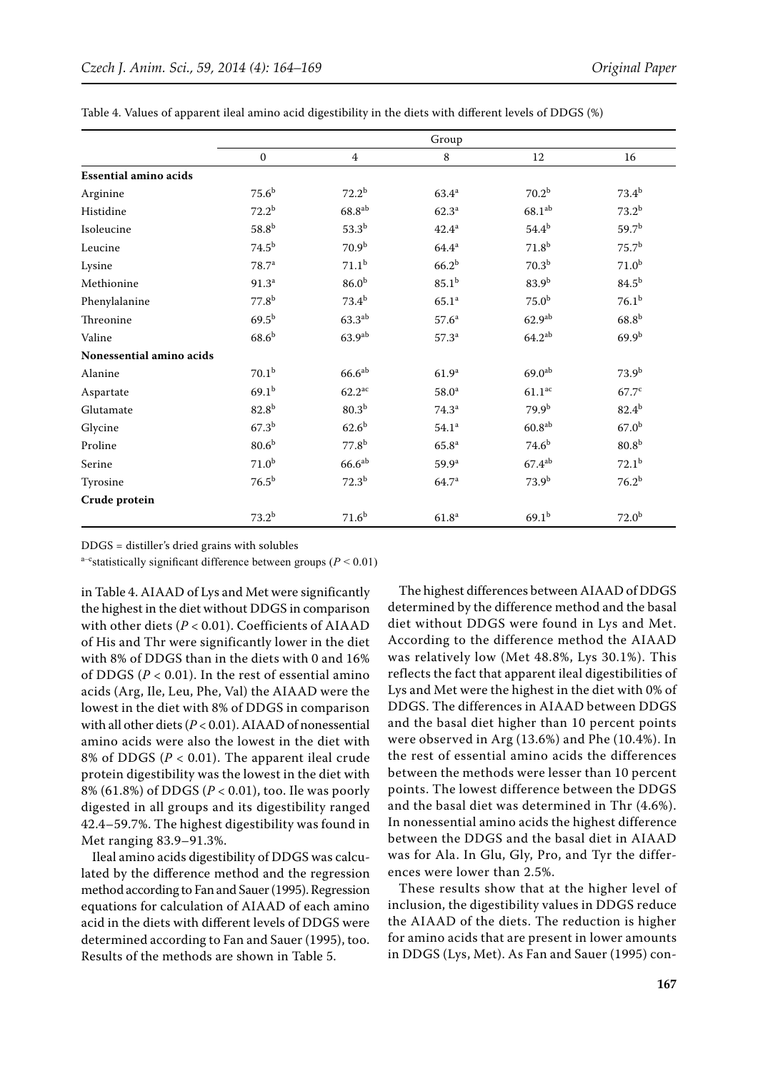Table 4. Values of apparent ileal amino acid digestibility in the diets with different levels of DDGS (%)

| | Group | | | | |
|---|---|---|---|---|---|
| | 0 | 4 | 8 | 12 | 16 |
| **Essential amino acids** | | | | | |
| Arginine | $75.6^{b}$ | $72.2^{b}$ | $63.4^{a}$ | $70.2^{b}$ | $73.4^{b}$ |
| Histidine | $72.2^{b}$ | $68.8^{ab}$ | $62.3^{a}$ | $68.1^{ab}$ | $73.2^{b}$ |
| Isoleucine | $58.8^{b}$ | $53.3^{b}$ | $42.4^{a}$ | $54.4^{b}$ | $59.7^{b}$ |
| Leucine | $74.5^{b}$ | $70.9^{b}$ | $64.4^{a}$ | $71.8^{b}$ | $75.7^{b}$ |
| Lysine | $78.7^{a}$ | $71.1^{b}$ | $66.2^{b}$ | $70.3^{b}$ | $71.0^{b}$ |
| Methionine | $91.3^{a}$ | $86.0^{b}$ | $85.1^{b}$ | $83.9^{b}$ | $84.5^{b}$ |
| Phenylalanine | $77.8^{b}$ | $73.4^{b}$ | $65.1^{a}$ | $75.0^{b}$ | $76.1^{b}$ |
| Threonine | $69.5^{b}$ | $63.3^{ab}$ | $57.6^{a}$ | $62.9^{ab}$ | $68.8^{b}$ |
| Valine | $68.6^{b}$ | $63.9^{ab}$ | $57.3^{a}$ | $64.2^{ab}$ | $69.9^{b}$ |
| **Nonessential amino acids** | | | | | |
| Alanine | $70.1^{b}$ | $66.6^{ab}$ | $61.9^{a}$ | $69.0^{ab}$ | $73.9^{b}$ |
| Aspartate | $69.1^{b}$ | $62.2^{ac}$ | $58.0^{a}$ | $61.1^{ac}$ | $67.7^{c}$ |
| Glutamate | $82.8^{b}$ | $80.3^{b}$ | $74.3^{a}$ | $79.9^{b}$ | $82.4^{b}$ |
| Glycine | $67.3^{b}$ | $62.6^{b}$ | $54.1^{a}$ | $60.8^{ab}$ | $67.0^{b}$ |
| Proline | $80.6^{b}$ | $77.8^{b}$ | $65.8^{a}$ | $74.6^{b}$ | $80.8^{b}$ |
| Serine | $71.0^{b}$ | $66.6^{ab}$ | $59.9^{a}$ | $67.4^{ab}$ | $72.1^{b}$ |
| Tyrosine | $76.5^{b}$ | $72.3^{b}$ | $64.7^{a}$ | $73.9^{b}$ | $76.2^{b}$ |
| **Crude protein** | | | | | |
| | $73.2^{b}$ | $71.6^{b}$ | $61.8^{a}$ | $69.1^{b}$ | $72.0^{b}$ |

DDGS = distiller's dried grains with solubles

a–c statistically significant difference between groups ($P < 0.01$)

in Table 4. AIAAD of Lys and Met were significantly the highest in the diet without DDGS in comparison with other diets ($P < 0.01$). Coefficients of AIAAD of His and Thr were significantly lower in the diet with 8% of DDGS than in the diets with 0 and 16% of DDGS ($P < 0.01$). In the rest of essential amino acids (Arg, Ile, Leu, Phe, Val) the AIAAD were the lowest in the diet with 8% of DDGS in comparison with all other diets ($P < 0.01$). AIAAD of nonessential amino acids were also the lowest in the diet with 8% of DDGS ($P < 0.01$). The apparent ileal crude protein digestibility was the lowest in the diet with 8% (61.8%) of DDGS ($P < 0.01$), too. Ile was poorly digested in all groups and its digestibility ranged 42.4–59.7%. The highest digestibility was found in Met ranging 83.9–91.3%.

Ileal amino acids digestibility of DDGS was calculated by the difference method and the regression method according to Fan and Sauer (1995). Regression equations for calculation of AIAAD of each amino acid in the diets with different levels of DDGS were determined according to Fan and Sauer (1995), too. Results of the methods are shown in Table 5.

The highest differences between AIAAD of DDGS determined by the difference method and the basal diet without DDGS were found in Lys and Met. According to the difference method the AIAAD was relatively low (Met 48.8%, Lys 30.1%). This reflects the fact that apparent ileal digestibilities of Lys and Met were the highest in the diet with 0% of DDGS. The differences in AIAAD between DDGS and the basal diet higher than 10 percent points were observed in Arg (13.6%) and Phe (10.4%). In the rest of essential amino acids the differences between the methods were lesser than 10 percent points. The lowest difference between the DDGS and the basal diet was determined in Thr (4.6%). In nonessential amino acids the highest difference between the DDGS and the basal diet in AIAAD was for Ala. In Glu, Gly, Pro, and Tyr the differences were lower than 2.5%.

These results show that at the higher level of inclusion, the digestibility values in DDGS reduce the AIAAD of the diets. The reduction is higher for amino acids that are present in lower amounts in DDGS (Lys, Met). As Fan and Sauer (1995) con-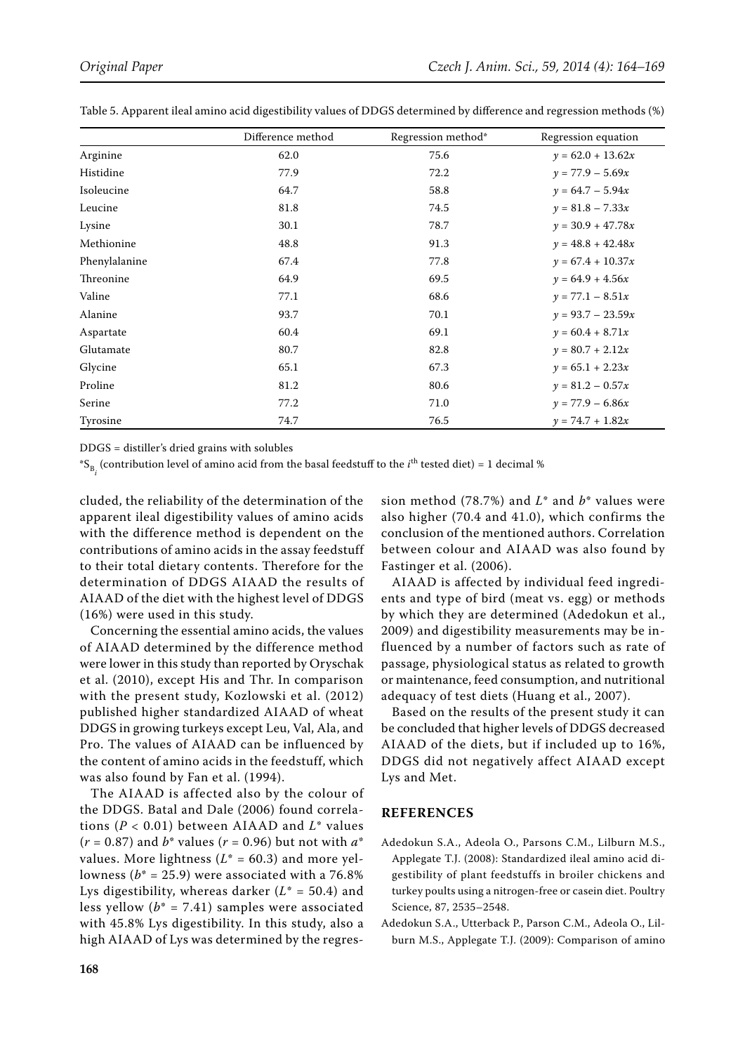Table 5. Apparent ileal amino acid digestibility values of DDGS determined by difference and regression methods (%)

| | Difference method | Regression method* | Regression equation |
|---|---|---|---|
| Arginine | 62.0 | 75.6 | $y = 62.0 + 13.62x$ |
| Histidine | 77.9 | 72.2 | $y = 77.9 - 5.69x$ |
| Isoleucine | 64.7 | 58.8 | $y = 64.7 - 5.94x$ |
| Leucine | 81.8 | 74.5 | $y = 81.8 - 7.33x$ |
| Lysine | 30.1 | 78.7 | $y = 30.9 + 47.78x$ |
| Methionine | 48.8 | 91.3 | $y = 48.8 + 42.48x$ |
| Phenylalanine | 67.4 | 77.8 | $y = 67.4 + 10.37x$ |
| Threonine | 64.9 | 69.5 | $y = 64.9 + 4.56x$ |
| Valine | 77.1 | 68.6 | $y = 77.1 - 8.51x$ |
| Alanine | 93.7 | 70.1 | $y = 93.7 - 23.59x$ |
| Aspartate | 60.4 | 69.1 | $y = 60.4 + 8.71x$ |
| Glutamate | 80.7 | 82.8 | $y = 80.7 + 2.12x$ |
| Glycine | 65.1 | 67.3 | $y = 65.1 + 2.23x$ |
| Proline | 81.2 | 80.6 | $y = 81.2 - 0.57x$ |
| Serine | 77.2 | 71.0 | $y = 77.9 - 6.86x$ |
| Tyrosine | 74.7 | 76.5 | $y = 74.7 + 1.82x$ |

DDGS = distiller's dried grains with solubles

*$S_{B_i}$ (contribution level of amino acid from the basal feedstuff to the $i^{th}$ tested diet) = 1 decimal %

cluded, the reliability of the determination of the apparent ileal digestibility values of amino acids with the difference method is dependent on the contributions of amino acids in the assay feedstuff to their total dietary contents. Therefore for the determination of DDGS AIAAD the results of AIAAD of the diet with the highest level of DDGS (16%) were used in this study.

Concerning the essential amino acids, the values of AIAAD determined by the difference method were lower in this study than reported by Oryschak et al. (2010), except His and Thr. In comparison with the present study, Kozlowski et al. (2012) published higher standardized AIAAD of wheat DDGS in growing turkeys except Leu, Val, Ala, and Pro. The values of AIAAD can be influenced by the content of amino acids in the feedstuff, which was also found by Fan et al. (1994).

The AIAAD is affected also by the colour of the DDGS. Batal and Dale (2006) found correlations ($P < 0.01$) between AIAAD and $L^*$ values ($r = 0.87$) and $b^*$ values ($r = 0.96$) but not with $a^*$ values. More lightness ($L^* = 60.3$) and more yellowness ($b^* = 25.9$) were associated with a 76.8% Lys digestibility, whereas darker ($L^* = 50.4$) and less yellow ($b^* = 7.41$) samples were associated with 45.8% Lys digestibility. In this study, also a high AIAAD of Lys was determined by the regression method (78.7%) and $L^*$ and $b^*$ values were also higher (70.4 and 41.0), which confirms the conclusion of the mentioned authors. Correlation between colour and AIAAD was also found by Fastinger et al. (2006).

AIAAD is affected by individual feed ingredients and type of bird (meat vs. egg) or methods by which they are determined (Adedokun et al., 2009) and digestibility measurements may be influenced by a number of factors such as rate of passage, physiological status as related to growth or maintenance, feed consumption, and nutritional adequacy of test diets (Huang et al., 2007).

Based on the results of the present study it can be concluded that higher levels of DDGS decreased AIAAD of the diets, but if included up to 16%, DDGS did not negatively affect AIAAD except Lys and Met.

## REFERENCES

Adedokun S.A., Adeola O., Parsons C.M., Lilburn M.S., Applegate T.J. (2008): Standardized ileal amino acid digestibility of plant feedstuffs in broiler chickens and turkey poults using a nitrogen-free or casein diet. Poultry Science, 87, 2535–2548.

Adedokun S.A., Utterback P., Parson C.M., Adeola O., Lilburn M.S., Applegate T.J. (2009): Comparison of amino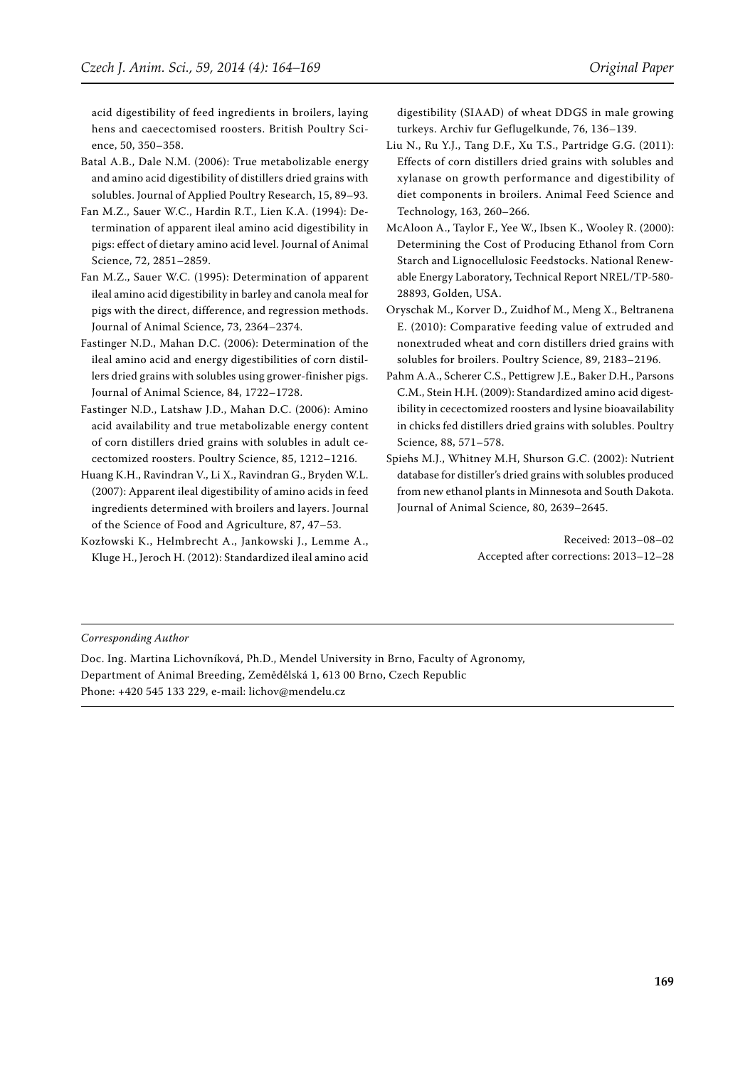acid digestibility of feed ingredients in broilers, laying hens and caecectomised roosters. British Poultry Science, 50, 350–358.

Batal A.B., Dale N.M. (2006): True metabolizable energy and amino acid digestibility of distillers dried grains with solubles. Journal of Applied Poultry Research, 15, 89–93.

Fan M.Z., Sauer W.C., Hardin R.T., Lien K.A. (1994): Determination of apparent ileal amino acid digestibility in pigs: effect of dietary amino acid level. Journal of Animal Science, 72, 2851–2859.

Fan M.Z., Sauer W.C. (1995): Determination of apparent ileal amino acid digestibility in barley and canola meal for pigs with the direct, difference, and regression methods. Journal of Animal Science, 73, 2364–2374.

Fastinger N.D., Mahan D.C. (2006): Determination of the ileal amino acid and energy digestibilities of corn distillers dried grains with solubles using grower-finisher pigs. Journal of Animal Science, 84, 1722–1728.

Fastinger N.D., Latshaw J.D., Mahan D.C. (2006): Amino acid availability and true metabolizable energy content of corn distillers dried grains with solubles in adult cecectomized roosters. Poultry Science, 85, 1212–1216.

Huang K.H., Ravindran V., Li X., Ravindran G., Bryden W.L. (2007): Apparent ileal digestibility of amino acids in feed ingredients determined with broilers and layers. Journal of the Science of Food and Agriculture, 87, 47–53.

Kozłowski K., Helmbrecht A., Jankowski J., Lemme A., Kluge H., Jeroch H. (2012): Standardized ileal amino acid digestibility (SIAAD) of wheat DDGS in male growing turkeys. Archiv fur Geflugelkunde, 76, 136–139.

Liu N., Ru Y.J., Tang D.F., Xu T.S., Partridge G.G. (2011): Effects of corn distillers dried grains with solubles and xylanase on growth performance and digestibility of diet components in broilers. Animal Feed Science and Technology, 163, 260–266.

McAloon A., Taylor F., Yee W., Ibsen K., Wooley R. (2000): Determining the Cost of Producing Ethanol from Corn Starch and Lignocellulosic Feedstocks. National Renewable Energy Laboratory, Technical Report NREL/TP-580-28893, Golden, USA.

Oryschak M., Korver D., Zuidhof M., Meng X., Beltranena E. (2010): Comparative feeding value of extruded and nonextruded wheat and corn distillers dried grains with solubles for broilers. Poultry Science, 89, 2183–2196.

Pahm A.A., Scherer C.S., Pettigrew J.E., Baker D.H., Parsons C.M., Stein H.H. (2009): Standardized amino acid digestibility in cecectomized roosters and lysine bioavailability in chicks fed distillers dried grains with solubles. Poultry Science, 88, 571–578.

Spiehs M.J., Whitney M.H, Shurson G.C. (2002): Nutrient database for distiller's dried grains with solubles produced from new ethanol plants in Minnesota and South Dakota. Journal of Animal Science, 80, 2639–2645.

Received: 2013–08–02
Accepted after corrections: 2013–12–28

*Corresponding Author*

Doc. Ing. Martina Lichovníková, Ph.D., Mendel University in Brno, Faculty of Agronomy, Department of Animal Breeding, Zemědělská 1, 613 00 Brno, Czech Republic
Phone: +420 545 133 229, e-mail: lichov@mendelu.cz